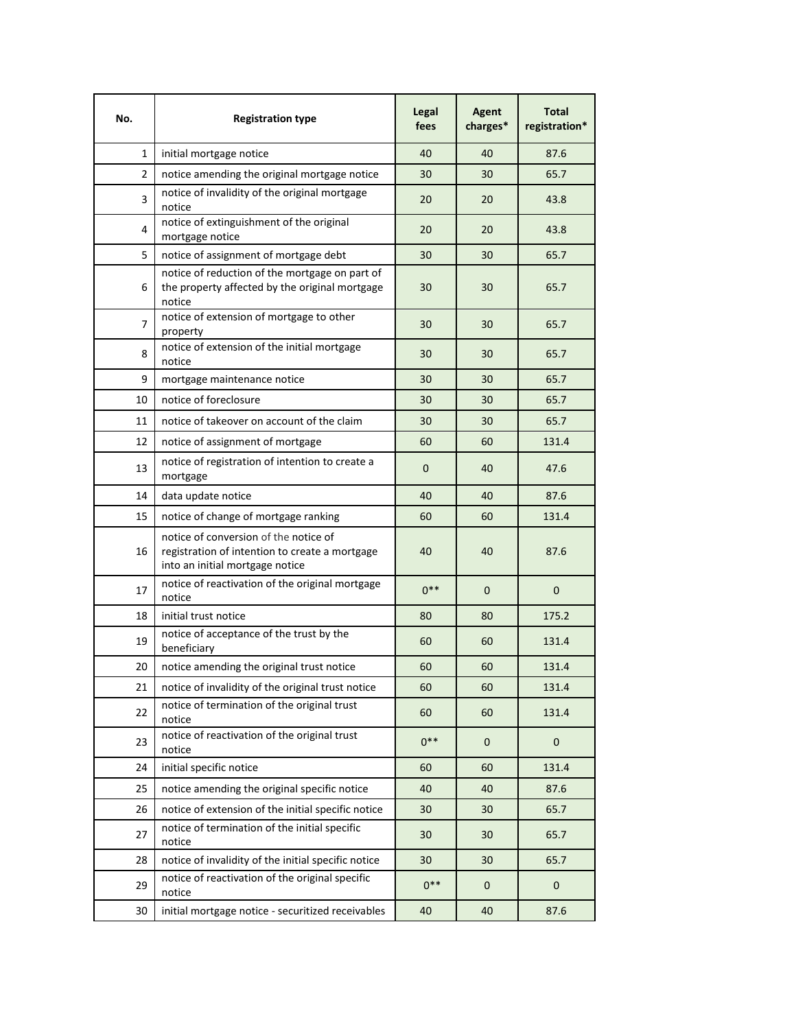| No. | Registration type | Legal fees | Agent charges* | Total registration* |
|---|---|---|---|---|
| 1 | initial mortgage notice | 40 | 40 | 87.6 |
| 2 | notice amending the original mortgage notice | 30 | 30 | 65.7 |
| 3 | notice of invalidity of the original mortgage notice | 20 | 20 | 43.8 |
| 4 | notice of extinguishment of the original mortgage notice | 20 | 20 | 43.8 |
| 5 | notice of assignment of mortgage debt | 30 | 30 | 65.7 |
| 6 | notice of reduction of the mortgage on part of the property affected by the original mortgage notice | 30 | 30 | 65.7 |
| 7 | notice of extension of mortgage to other property | 30 | 30 | 65.7 |
| 8 | notice of extension of the initial mortgage notice | 30 | 30 | 65.7 |
| 9 | mortgage maintenance notice | 30 | 30 | 65.7 |
| 10 | notice of foreclosure | 30 | 30 | 65.7 |
| 11 | notice of takeover on account of the claim | 30 | 30 | 65.7 |
| 12 | notice of assignment of mortgage | 60 | 60 | 131.4 |
| 13 | notice of registration of intention to create a mortgage | 0 | 40 | 47.6 |
| 14 | data update notice | 40 | 40 | 87.6 |
| 15 | notice of change of mortgage ranking | 60 | 60 | 131.4 |
| 16 | notice of conversion of the notice of registration of intention to create a mortgage into an initial mortgage notice | 40 | 40 | 87.6 |
| 17 | notice of reactivation of the original mortgage notice | 0** | 0 | 0 |
| 18 | initial trust notice | 80 | 80 | 175.2 |
| 19 | notice of acceptance of the trust by the beneficiary | 60 | 60 | 131.4 |
| 20 | notice amending the original trust notice | 60 | 60 | 131.4 |
| 21 | notice of invalidity of the original trust notice | 60 | 60 | 131.4 |
| 22 | notice of termination of the original trust notice | 60 | 60 | 131.4 |
| 23 | notice of reactivation of the original trust notice | 0** | 0 | 0 |
| 24 | initial specific notice | 60 | 60 | 131.4 |
| 25 | notice amending the original specific notice | 40 | 40 | 87.6 |
| 26 | notice of extension of the initial specific notice | 30 | 30 | 65.7 |
| 27 | notice of termination of the initial specific notice | 30 | 30 | 65.7 |
| 28 | notice of invalidity of the initial specific notice | 30 | 30 | 65.7 |
| 29 | notice of reactivation of the original specific notice | 0** | 0 | 0 |
| 30 | initial mortgage notice - securitized receivables | 40 | 40 | 87.6 |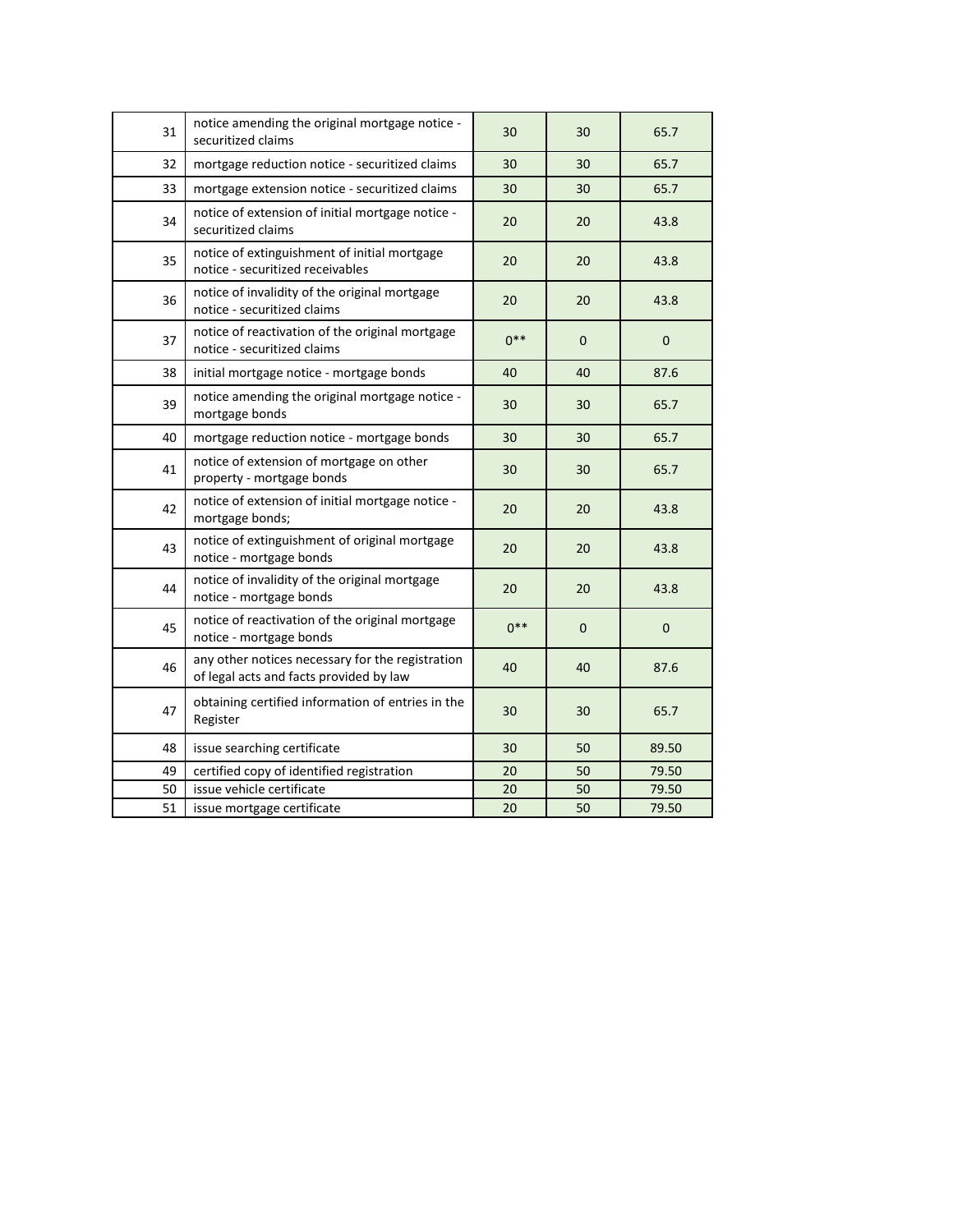| | | | | |
|---|---|---|---|---|
| 31 | notice amending the original mortgage notice - securitized claims | 30 | 30 | 65.7 |
| 32 | mortgage reduction notice - securitized claims | 30 | 30 | 65.7 |
| 33 | mortgage extension notice - securitized claims | 30 | 30 | 65.7 |
| 34 | notice of extension of initial mortgage notice - securitized claims | 20 | 20 | 43.8 |
| 35 | notice of extinguishment of initial mortgage notice - securitized receivables | 20 | 20 | 43.8 |
| 36 | notice of invalidity of the original mortgage notice - securitized claims | 20 | 20 | 43.8 |
| 37 | notice of reactivation of the original mortgage notice - securitized claims | 0** | 0 | 0 |
| 38 | initial mortgage notice - mortgage bonds | 40 | 40 | 87.6 |
| 39 | notice amending the original mortgage notice - mortgage bonds | 30 | 30 | 65.7 |
| 40 | mortgage reduction notice - mortgage bonds | 30 | 30 | 65.7 |
| 41 | notice of extension of mortgage on other property - mortgage bonds | 30 | 30 | 65.7 |
| 42 | notice of extension of initial mortgage notice - mortgage bonds; | 20 | 20 | 43.8 |
| 43 | notice of extinguishment of original mortgage notice - mortgage bonds | 20 | 20 | 43.8 |
| 44 | notice of invalidity of the original mortgage notice - mortgage bonds | 20 | 20 | 43.8 |
| 45 | notice of reactivation of the original mortgage notice - mortgage bonds | 0** | 0 | 0 |
| 46 | any other notices necessary for the registration of legal acts and facts provided by law | 40 | 40 | 87.6 |
| 47 | obtaining certified information of entries in the Register | 30 | 30 | 65.7 |
| 48 | issue searching certificate | 30 | 50 | 89.50 |
| 49 | certified copy of identified registration | 20 | 50 | 79.50 |
| 50 | issue vehicle certificate | 20 | 50 | 79.50 |
| 51 | issue mortgage certificate | 20 | 50 | 79.50 |